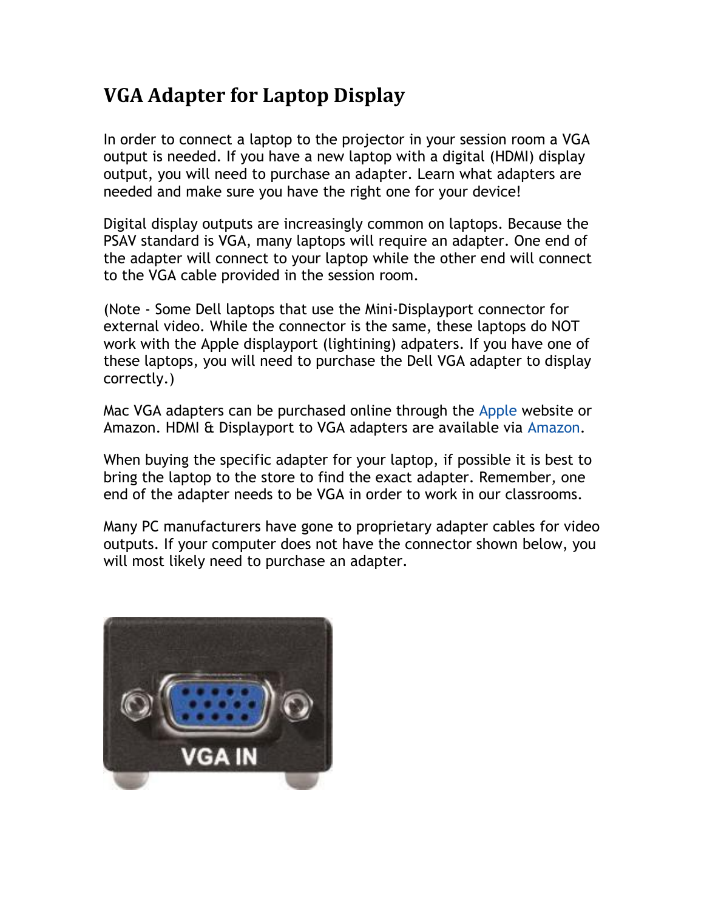# VGA Adapter for Laptop Display

In order to connect a laptop to the projector in your session room a VGA output is needed. If you have a new laptop with a digital (HDMI) display output, you will need to purchase an adapter. Learn what adapters are needed and make sure you have the right one for your device!

Digital display outputs are increasingly common on laptops. Because the PSAV standard is VGA, many laptops will require an adapter. One end of the adapter will connect to your laptop while the other end will connect to the VGA cable provided in the session room.

(Note - Some Dell laptops that use the Mini-Displayport connector for external video. While the connector is the same, these laptops do NOT work with the Apple displayport (lightining) adpaters. If you have one of these laptops, you will need to purchase the Dell VGA adapter to display correctly.)

Mac VGA adapters can be purchased online through the Apple website or Amazon. HDMI & Displayport to VGA adapters are available via Amazon.

When buying the specific adapter for your laptop, if possible it is best to bring the laptop to the store to find the exact adapter. Remember, one end of the adapter needs to be VGA in order to work in our classrooms.

Many PC manufacturers have gone to proprietary adapter cables for video outputs. If your computer does not have the connector shown below, you will most likely need to purchase an adapter.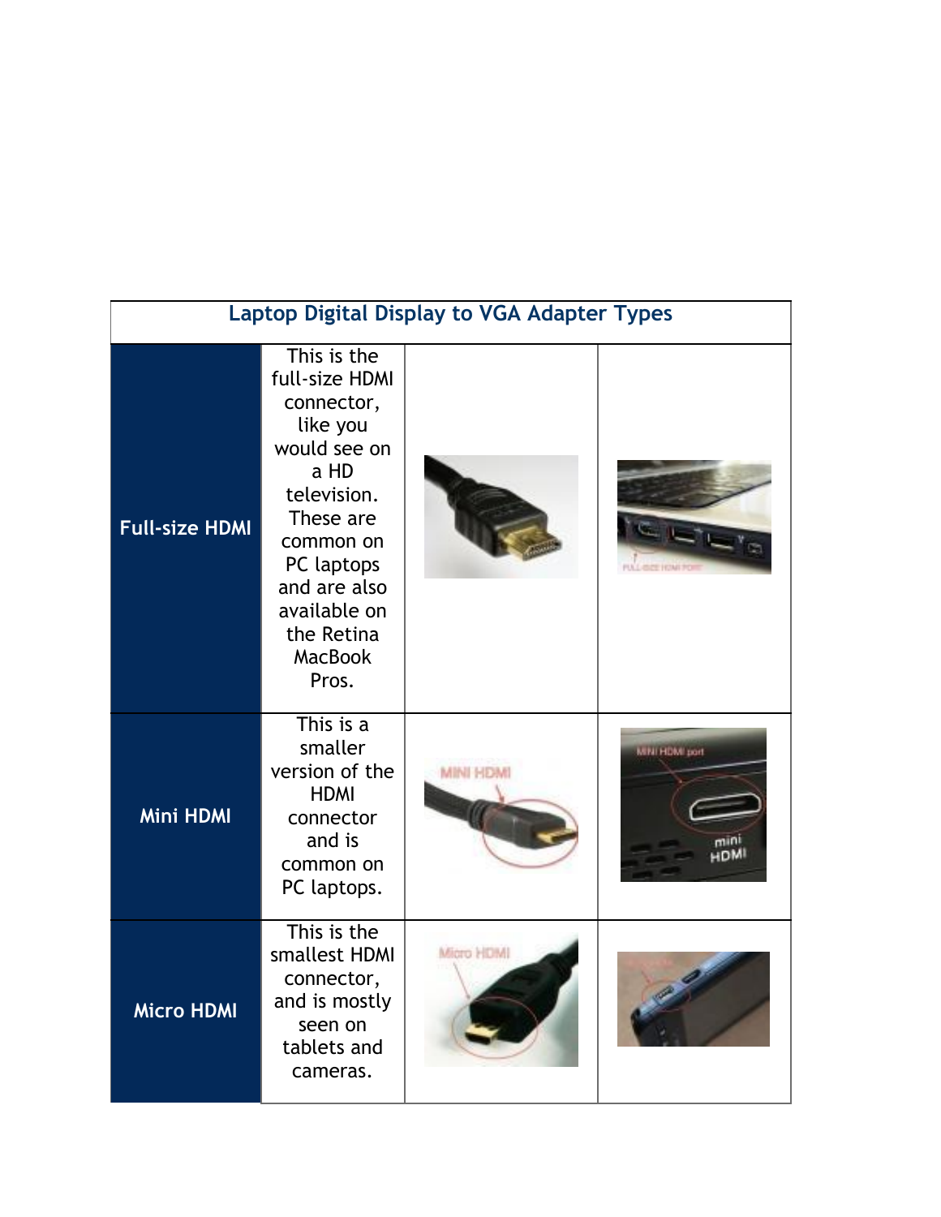| Laptop Digital Display to VGA Adapter Types | | | |
|---|---|---|---|
| **Full-size HDMI** | This is the full-size HDMI connector, like you would see on a HD television. These are common on PC laptops and are also available on the Retina MacBook Pros. | | |
| **Mini HDMI** | This is a smaller version of the HDMI connector and is common on PC laptops. | | |
| **Micro HDMI** | This is the smallest HDMI connector, and is mostly seen on tablets and cameras. | | |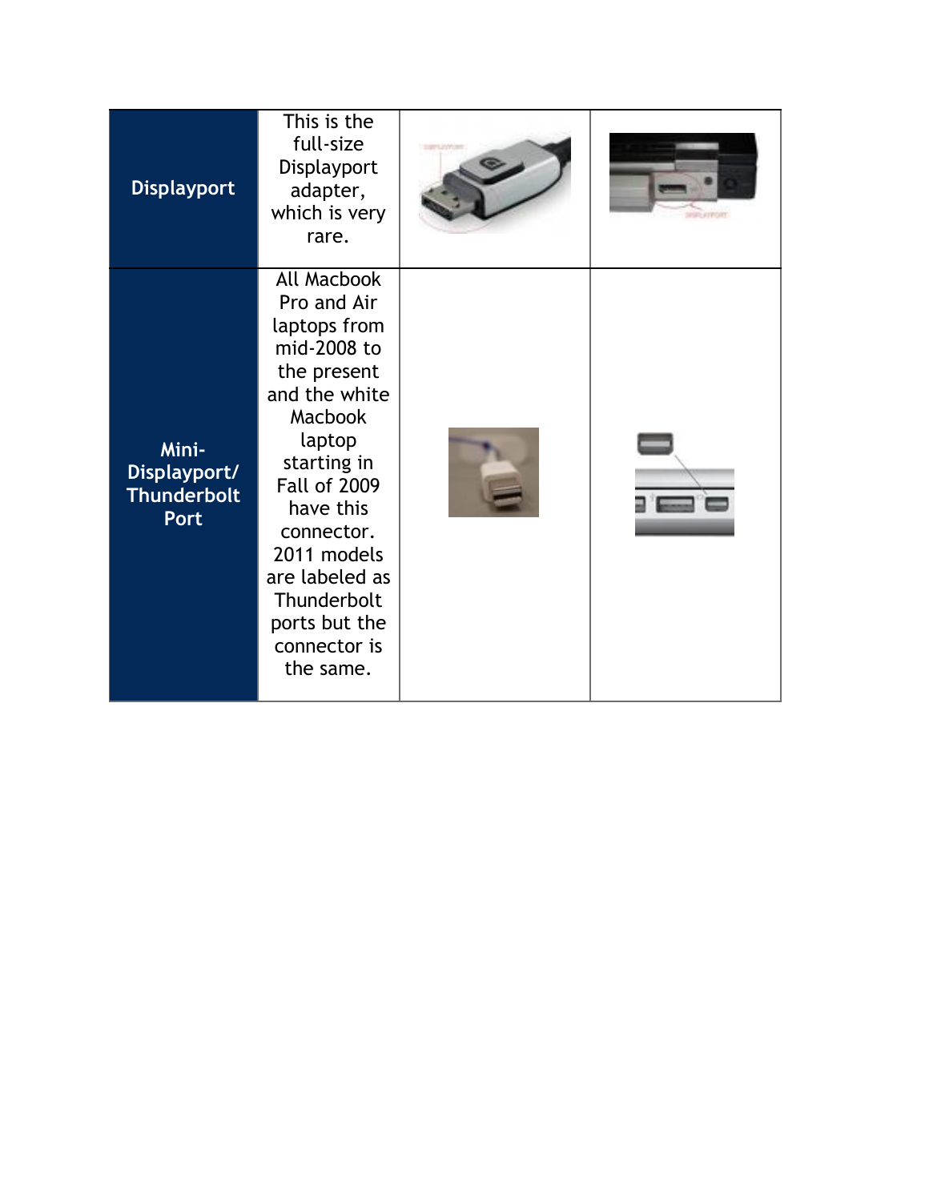| | | | |
|---|---|---|---|
| **Displayport** | This is the full-size Displayport adapter, which is very rare. | | |
| **Mini-Displayport/ Thunderbolt Port** | All Macbook Pro and Air laptops from mid-2008 to the present and the white Macbook laptop starting in Fall of 2009 have this connector. 2011 models are labeled as Thunderbolt ports but the connector is the same. | | |